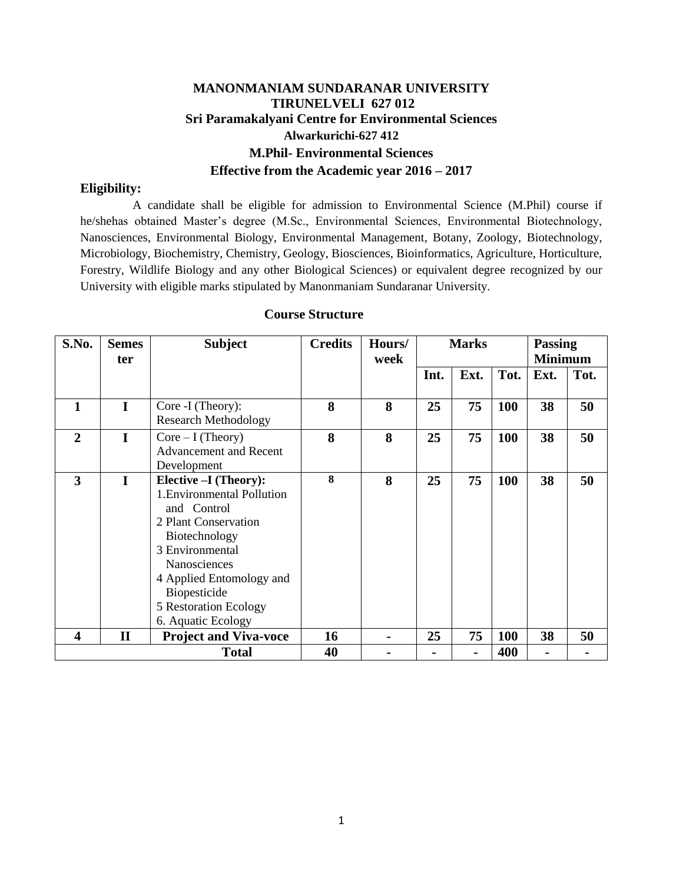# MANONMANIAM SUNDARANAR UNIVERSITY
## TIRUNELVELI 627 012
## Sri Paramakalyani Centre for Environmental Sciences
### Alwarkurichi-627 412
## M.Phil- Environmental Sciences
### Effective from the Academic year 2016 – 2017

**Eligibility:**

A candidate shall be eligible for admission to Environmental Science (M.Phil) course if he/shehas obtained Master's degree (M.Sc., Environmental Sciences, Environmental Biotechnology, Nanosciences, Environmental Biology, Environmental Management, Botany, Zoology, Biotechnology, Microbiology, Biochemistry, Chemistry, Geology, Biosciences, Bioinformatics, Agriculture, Horticulture, Forestry, Wildlife Biology and any other Biological Sciences) or equivalent degree recognized by our University with eligible marks stipulated by Manonmaniam Sundaranar University.

### Course Structure

| S.No. | Semester | Subject | Credits | Hours/ week | Marks | | | Passing Minimum | |
|---|---|---|---|---|---|---|---|---|---|
| | | | | | Int. | Ext. | Tot. | Ext. | Tot. |
| **1** | **I** | Core -I (Theory): Research Methodology | **8** | **8** | **25** | **75** | **100** | **38** | **50** |
| **2** | **I** | Core – I (Theory) Advancement and Recent Development | **8** | **8** | **25** | **75** | **100** | **38** | **50** |
| **3** | **I** | **Elective –I (Theory):** 1.Environmental Pollution and Control 2 Plant Conservation Biotechnology 3 Environmental Nanosciences 4 Applied Entomology and Biopesticide 5 Restoration Ecology 6. Aquatic Ecology | **8** | **8** | **25** | **75** | **100** | **38** | **50** |
| **4** | **II** | **Project and Viva-voce** | **16** | **-** | **25** | **75** | **100** | **38** | **50** |
| | | **Total** | **40** | **-** | **-** | **-** | **400** | **-** | **-** |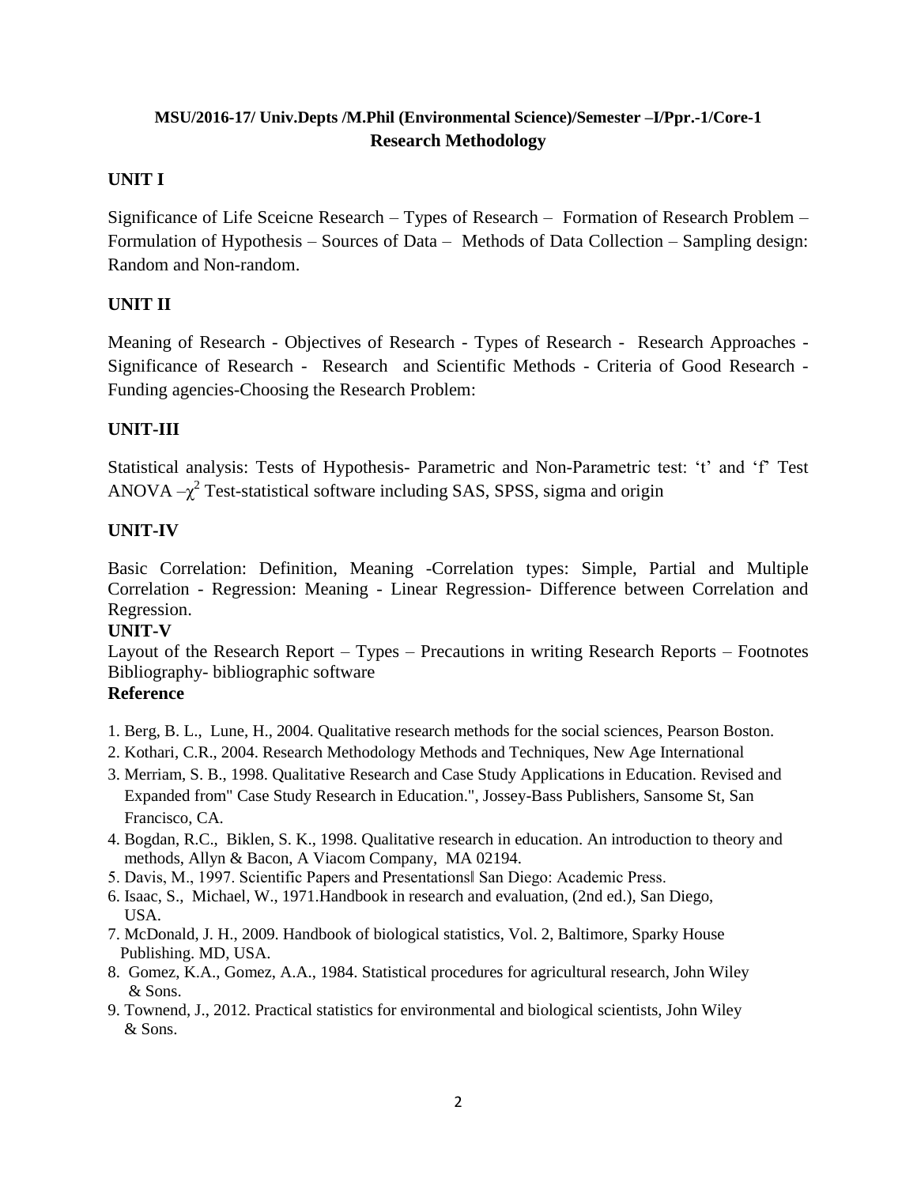**MSU/2016-17/ Univ.Depts /M.Phil (Environmental Science)/Semester –I/Ppr.-1/Core-1**

## Research Methodology

### UNIT I

Significance of Life Sceicne Research – Types of Research – Formation of Research Problem – Formulation of Hypothesis – Sources of Data – Methods of Data Collection – Sampling design: Random and Non-random.

### UNIT II

Meaning of Research - Objectives of Research - Types of Research - Research Approaches - Significance of Research - Research and Scientific Methods - Criteria of Good Research - Funding agencies-Choosing the Research Problem:

### UNIT-III

Statistical analysis: Tests of Hypothesis- Parametric and Non-Parametric test: 't' and 'f' Test ANOVA –$\chi^2$ Test-statistical software including SAS, SPSS, sigma and origin

### UNIT-IV

Basic Correlation: Definition, Meaning -Correlation types: Simple, Partial and Multiple Correlation - Regression: Meaning - Linear Regression- Difference between Correlation and Regression.

### UNIT-V

Layout of the Research Report – Types – Precautions in writing Research Reports – Footnotes Bibliography- bibliographic software

### Reference

1. Berg, B. L., Lune, H., 2004. Qualitative research methods for the social sciences, Pearson Boston.
2. Kothari, C.R., 2004. Research Methodology Methods and Techniques, New Age International
3. Merriam, S. B., 1998. Qualitative Research and Case Study Applications in Education. Revised and Expanded from" Case Study Research in Education.", Jossey-Bass Publishers, Sansome St, San Francisco, CA.
4. Bogdan, R.C., Biklen, S. K., 1998. Qualitative research in education. An introduction to theory and methods, Allyn & Bacon, A Viacom Company, MA 02194.
5. Davis, M., 1997. Scientific Papers and Presentations‖ San Diego: Academic Press.
6. Isaac, S., Michael, W., 1971.Handbook in research and evaluation, (2nd ed.), San Diego, USA.
7. McDonald, J. H., 2009. Handbook of biological statistics, Vol. 2, Baltimore, Sparky House Publishing. MD, USA.
8. Gomez, K.A., Gomez, A.A., 1984. Statistical procedures for agricultural research, John Wiley & Sons.
9. Townend, J., 2012. Practical statistics for environmental and biological scientists, John Wiley & Sons.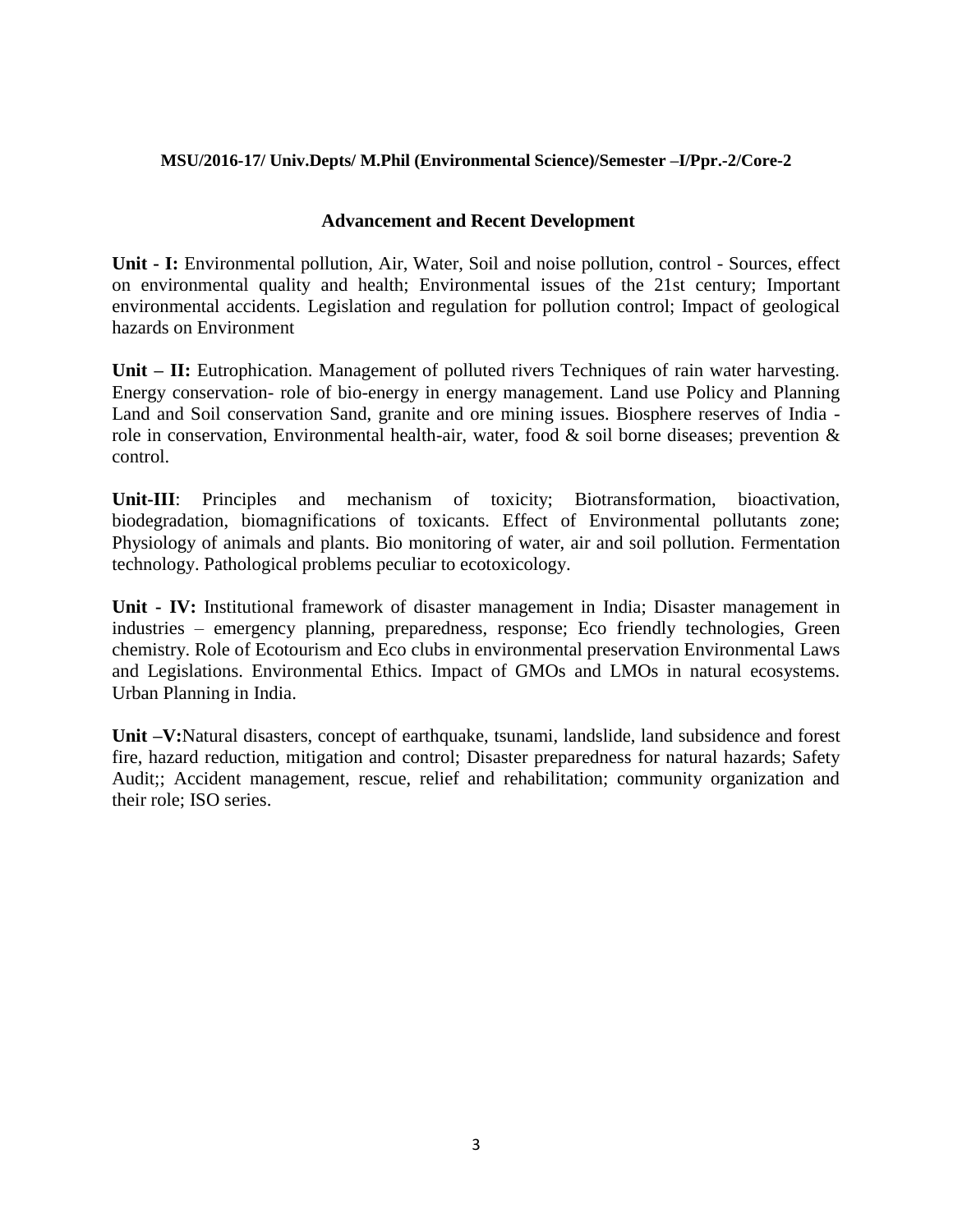**MSU/2016-17/ Univ.Depts/ M.Phil (Environmental Science)/Semester –I/Ppr.-2/Core-2**

## Advancement and Recent Development

**Unit - I:** Environmental pollution, Air, Water, Soil and noise pollution, control - Sources, effect on environmental quality and health; Environmental issues of the 21st century; Important environmental accidents. Legislation and regulation for pollution control; Impact of geological hazards on Environment

**Unit – II:** Eutrophication. Management of polluted rivers Techniques of rain water harvesting. Energy conservation- role of bio-energy in energy management. Land use Policy and Planning Land and Soil conservation Sand, granite and ore mining issues. Biosphere reserves of India - role in conservation, Environmental health-air, water, food & soil borne diseases; prevention & control.

**Unit-III**: Principles and mechanism of toxicity; Biotransformation, bioactivation, biodegradation, biomagnifications of toxicants. Effect of Environmental pollutants zone; Physiology of animals and plants. Bio monitoring of water, air and soil pollution. Fermentation technology. Pathological problems peculiar to ecotoxicology.

**Unit - IV:** Institutional framework of disaster management in India; Disaster management in industries – emergency planning, preparedness, response; Eco friendly technologies, Green chemistry. Role of Ecotourism and Eco clubs in environmental preservation Environmental Laws and Legislations. Environmental Ethics. Impact of GMOs and LMOs in natural ecosystems. Urban Planning in India.

**Unit –V:**Natural disasters, concept of earthquake, tsunami, landslide, land subsidence and forest fire, hazard reduction, mitigation and control; Disaster preparedness for natural hazards; Safety Audit;; Accident management, rescue, relief and rehabilitation; community organization and their role; ISO series.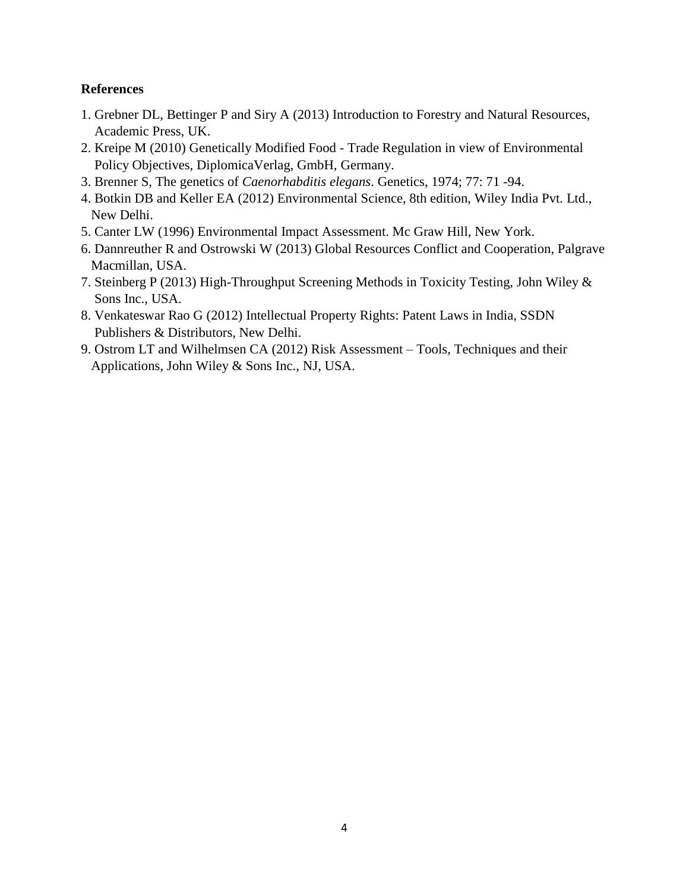**References**

1. Grebner DL, Bettinger P and Siry A (2013) Introduction to Forestry and Natural Resources, Academic Press, UK.
2. Kreipe M (2010) Genetically Modified Food - Trade Regulation in view of Environmental Policy Objectives, DiplomicaVerlag, GmbH, Germany.
3. Brenner S, The genetics of *Caenorhabditis elegans*. Genetics, 1974; 77: 71 -94.
4. Botkin DB and Keller EA (2012) Environmental Science, 8th edition, Wiley India Pvt. Ltd., New Delhi.
5. Canter LW (1996) Environmental Impact Assessment. Mc Graw Hill, New York.
6. Dannreuther R and Ostrowski W (2013) Global Resources Conflict and Cooperation, Palgrave Macmillan, USA.
7. Steinberg P (2013) High-Throughput Screening Methods in Toxicity Testing, John Wiley & Sons Inc., USA.
8. Venkateswar Rao G (2012) Intellectual Property Rights: Patent Laws in India, SSDN Publishers & Distributors, New Delhi.
9. Ostrom LT and Wilhelmsen CA (2012) Risk Assessment – Tools, Techniques and their Applications, John Wiley & Sons Inc., NJ, USA.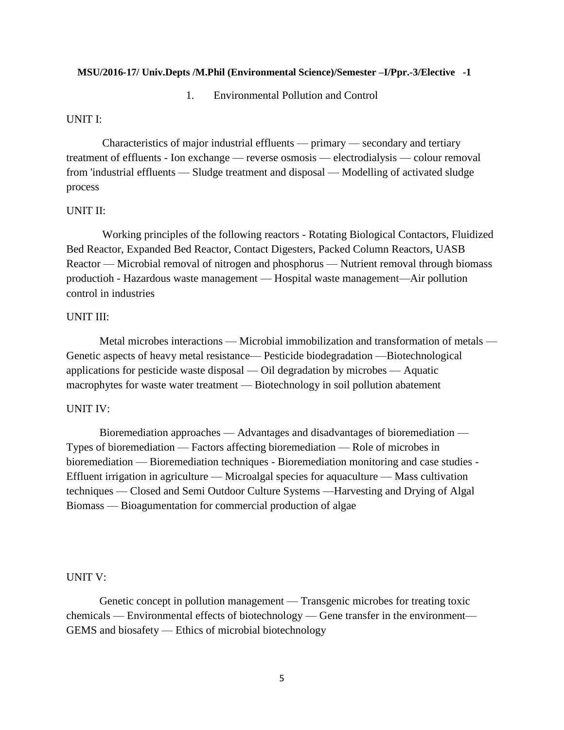**MSU/2016-17/ Univ.Depts /M.Phil (Environmental Science)/Semester –I/Ppr.-3/Elective -1**

1. Environmental Pollution and Control

UNIT I:

Characteristics of major industrial effluents — primary — secondary and tertiary treatment of effluents - Ion exchange — reverse osmosis — electrodialysis — colour removal from 'industrial effluents — Sludge treatment and disposal — Modelling of activated sludge process

UNIT II:

Working principles of the following reactors - Rotating Biological Contactors, Fluidized Bed Reactor, Expanded Bed Reactor, Contact Digesters, Packed Column Reactors, UASB Reactor — Microbial removal of nitrogen and phosphorus — Nutrient removal through biomass productioh - Hazardous waste management — Hospital waste management—Air pollution control in industries

UNIT III:

Metal microbes interactions — Microbial immobilization and transformation of metals — Genetic aspects of heavy metal resistance— Pesticide biodegradation —Biotechnological applications for pesticide waste disposal — Oil degradation by microbes — Aquatic macrophytes for waste water treatment — Biotechnology in soil pollution abatement

UNIT IV:

Bioremediation approaches — Advantages and disadvantages of bioremediation — Types of bioremediation — Factors affecting bioremediation — Role of microbes in bioremediation — Bioremediation techniques - Bioremediation monitoring and case studies - Effluent irrigation in agriculture — Microalgal species for aquaculture — Mass cultivation techniques — Closed and Semi Outdoor Culture Systems —Harvesting and Drying of Algal Biomass — Bioagumentation for commercial production of algae

UNIT V:

Genetic concept in pollution management — Transgenic microbes for treating toxic chemicals — Environmental effects of biotechnology — Gene transfer in the environment— GEMS and biosafety — Ethics of microbial biotechnology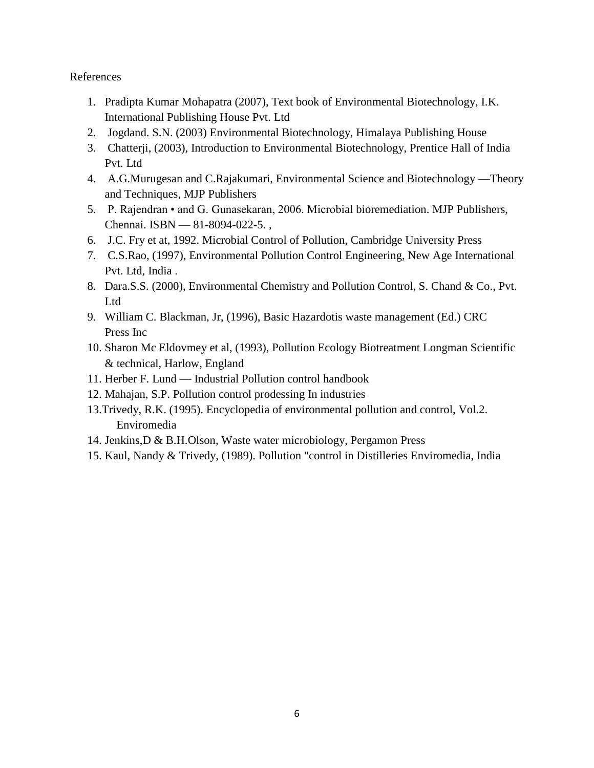References

1. Pradipta Kumar Mohapatra (2007), Text book of Environmental Biotechnology, I.K. International Publishing House Pvt. Ltd
2. Jogdand. S.N. (2003) Environmental Biotechnology, Himalaya Publishing House
3. Chatterji, (2003), Introduction to Environmental Biotechnology, Prentice Hall of India Pvt. Ltd
4. A.G.Murugesan and C.Rajakumari, Environmental Science and Biotechnology —Theory and Techniques, MJP Publishers
5. P. Rajendran • and G. Gunasekaran, 2006. Microbial bioremediation. MJP Publishers, Chennai. ISBN — 81-8094-022-5. ,
6. J.C. Fry et at, 1992. Microbial Control of Pollution, Cambridge University Press
7. C.S.Rao, (1997), Environmental Pollution Control Engineering, New Age International Pvt. Ltd, India .
8. Dara.S.S. (2000), Environmental Chemistry and Pollution Control, S. Chand & Co., Pvt. Ltd
9. William C. Blackman, Jr, (1996), Basic Hazardotis waste management (Ed.) CRC Press Inc
10. Sharon Mc Eldovmey et al, (1993), Pollution Ecology Biotreatment Longman Scientific & technical, Harlow, England
11. Herber F. Lund — Industrial Pollution control handbook
12. Mahajan, S.P. Pollution control prodessing In industries
13. Trivedy, R.K. (1995). Encyclopedia of environmental pollution and control, Vol.2. Enviromedia
14. Jenkins,D & B.H.Olson, Waste water microbiology, Pergamon Press
15. Kaul, Nandy & Trivedy, (1989). Pollution "control in Distilleries Enviromedia, India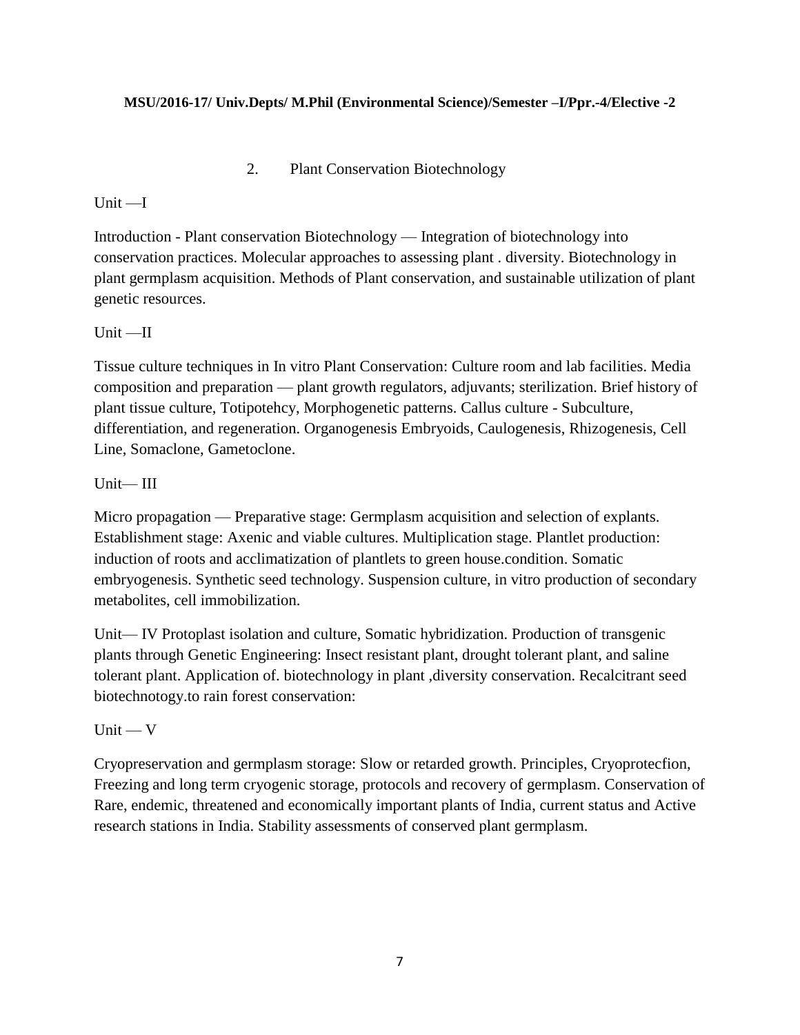**MSU/2016-17/ Univ.Depts/ M.Phil (Environmental Science)/Semester –I/Ppr.-4/Elective -2**

## 2. Plant Conservation Biotechnology

Unit —I

Introduction - Plant conservation Biotechnology — Integration of biotechnology into conservation practices. Molecular approaches to assessing plant . diversity. Biotechnology in plant germplasm acquisition. Methods of Plant conservation, and sustainable utilization of plant genetic resources.

Unit —II

Tissue culture techniques in In vitro Plant Conservation: Culture room and lab facilities. Media composition and preparation — plant growth regulators, adjuvants; sterilization. Brief history of plant tissue culture, Totipotehcy, Morphogenetic patterns. Callus culture - Subculture, differentiation, and regeneration. Organogenesis Embryoids, Caulogenesis, Rhizogenesis, Cell Line, Somaclone, Gametoclone.

Unit— III

Micro propagation — Preparative stage: Germplasm acquisition and selection of explants. Establishment stage: Axenic and viable cultures. Multiplication stage. Plantlet production: induction of roots and acclimatization of plantlets to green house.condition. Somatic embryogenesis. Synthetic seed technology. Suspension culture, in vitro production of secondary metabolites, cell immobilization.

Unit— IV Protoplast isolation and culture, Somatic hybridization. Production of transgenic plants through Genetic Engineering: Insect resistant plant, drought tolerant plant, and saline tolerant plant. Application of. biotechnology in plant ,diversity conservation. Recalcitrant seed biotechnotogy.to rain forest conservation:

Unit — V

Cryopreservation and germplasm storage: Slow or retarded growth. Principles, Cryoprotecfion, Freezing and long term cryogenic storage, protocols and recovery of germplasm. Conservation of Rare, endemic, threatened and economically important plants of India, current status and Active research stations in India. Stability assessments of conserved plant germplasm.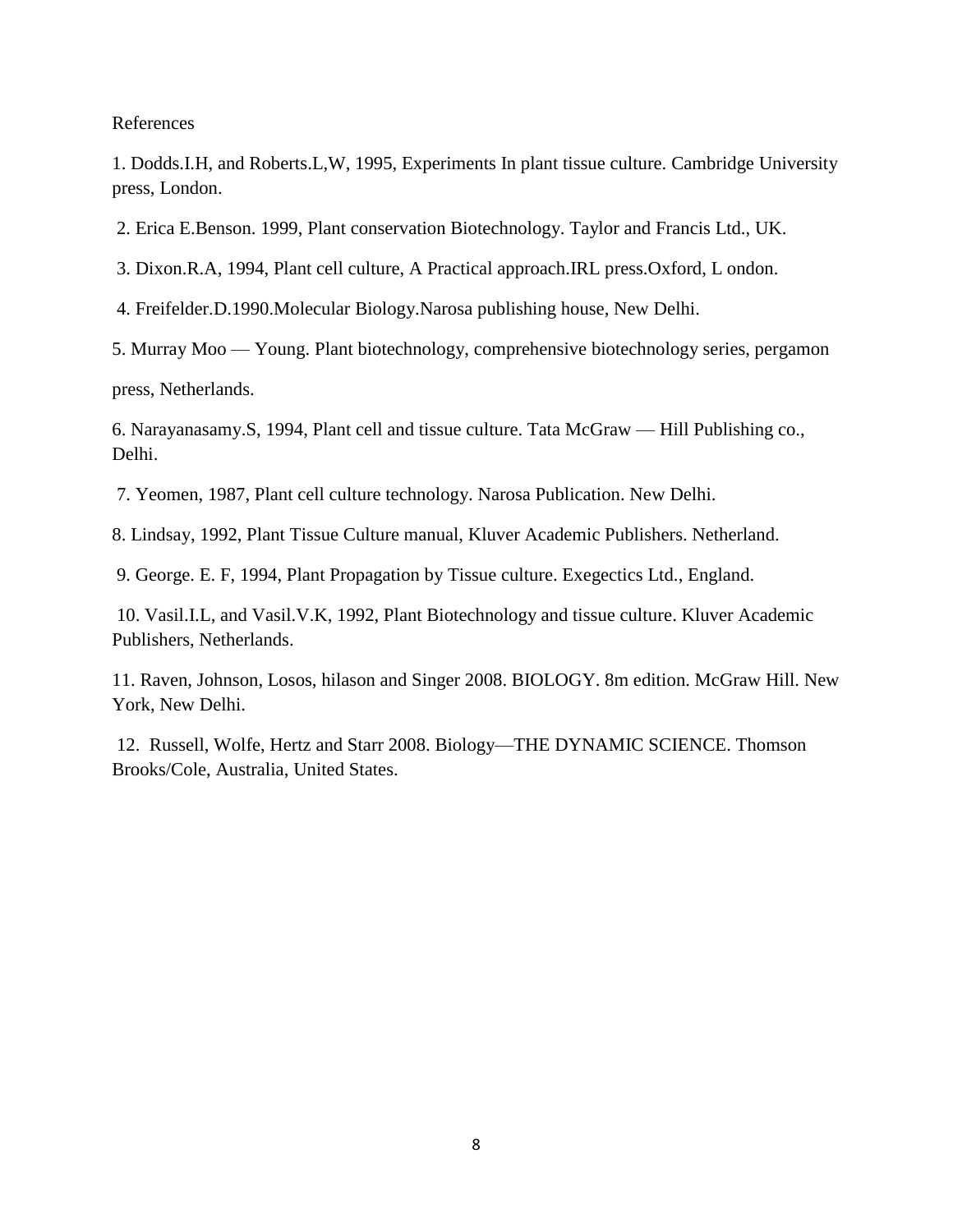References

1. Dodds.I.H, and Roberts.L,W, 1995, Experiments In plant tissue culture. Cambridge University press, London.

2. Erica E.Benson. 1999, Plant conservation Biotechnology. Taylor and Francis Ltd., UK.

3. Dixon.R.A, 1994, Plant cell culture, A Practical approach.IRL press.Oxford, L ondon.

4. Freifelder.D.1990.Molecular Biology.Narosa publishing house, New Delhi.

5. Murray Moo — Young. Plant biotechnology, comprehensive biotechnology series, pergamon press, Netherlands.

6. Narayanasamy.S, 1994, Plant cell and tissue culture. Tata McGraw — Hill Publishing co., Delhi.

7. Yeomen, 1987, Plant cell culture technology. Narosa Publication. New Delhi.

8. Lindsay, 1992, Plant Tissue Culture manual, Kluver Academic Publishers. Netherland.

9. George. E. F, 1994, Plant Propagation by Tissue culture. Exegectics Ltd., England.

10. Vasil.I.L, and Vasil.V.K, 1992, Plant Biotechnology and tissue culture. Kluver Academic Publishers, Netherlands.

11. Raven, Johnson, Losos, hilason and Singer 2008. BIOLOGY. 8m edition. McGraw Hill. New York, New Delhi.

12. Russell, Wolfe, Hertz and Starr 2008. Biology—THE DYNAMIC SCIENCE. Thomson Brooks/Cole, Australia, United States.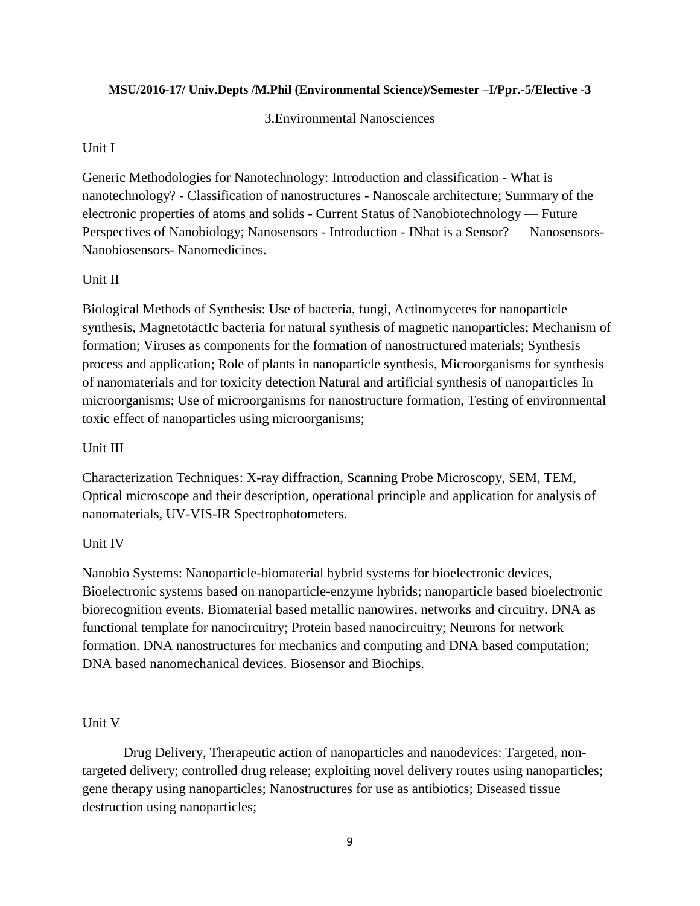**MSU/2016-17/ Univ.Depts /M.Phil (Environmental Science)/Semester –I/Ppr.-5/Elective -3**

3.Environmental Nanosciences

Unit I

Generic Methodologies for Nanotechnology: Introduction and classification - What is nanotechnology? - Classification of nanostructures - Nanoscale architecture; Summary of the electronic properties of atoms and solids - Current Status of Nanobiotechnology — Future Perspectives of Nanobiology; Nanosensors - Introduction - INhat is a Sensor? — Nanosensors- Nanobiosensors- Nanomedicines.

Unit II

Biological Methods of Synthesis: Use of bacteria, fungi, Actinomycetes for nanoparticle synthesis, MagnetotactIc bacteria for natural synthesis of magnetic nanoparticles; Mechanism of formation; Viruses as components for the formation of nanostructured materials; Synthesis process and application; Role of plants in nanoparticle synthesis, Microorganisms for synthesis of nanomaterials and for toxicity detection Natural and artificial synthesis of nanoparticles In microorganisms; Use of microorganisms for nanostructure formation, Testing of environmental toxic effect of nanoparticles using microorganisms;

Unit III

Characterization Techniques: X-ray diffraction, Scanning Probe Microscopy, SEM, TEM, Optical microscope and their description, operational principle and application for analysis of nanomaterials, UV-VIS-IR Spectrophotometers.

Unit IV

Nanobio Systems: Nanoparticle-biomaterial hybrid systems for bioelectronic devices, Bioelectronic systems based on nanoparticle-enzyme hybrids; nanoparticle based bioelectronic biorecognition events. Biomaterial based metallic nanowires, networks and circuitry. DNA as functional template for nanocircuitry; Protein based nanocircuitry; Neurons for network formation. DNA nanostructures for mechanics and computing and DNA based computation; DNA based nanomechanical devices. Biosensor and Biochips.

Unit V

Drug Delivery, Therapeutic action of nanoparticles and nanodevices: Targeted, non-targeted delivery; controlled drug release; exploiting novel delivery routes using nanoparticles; gene therapy using nanoparticles; Nanostructures for use as antibiotics; Diseased tissue destruction using nanoparticles;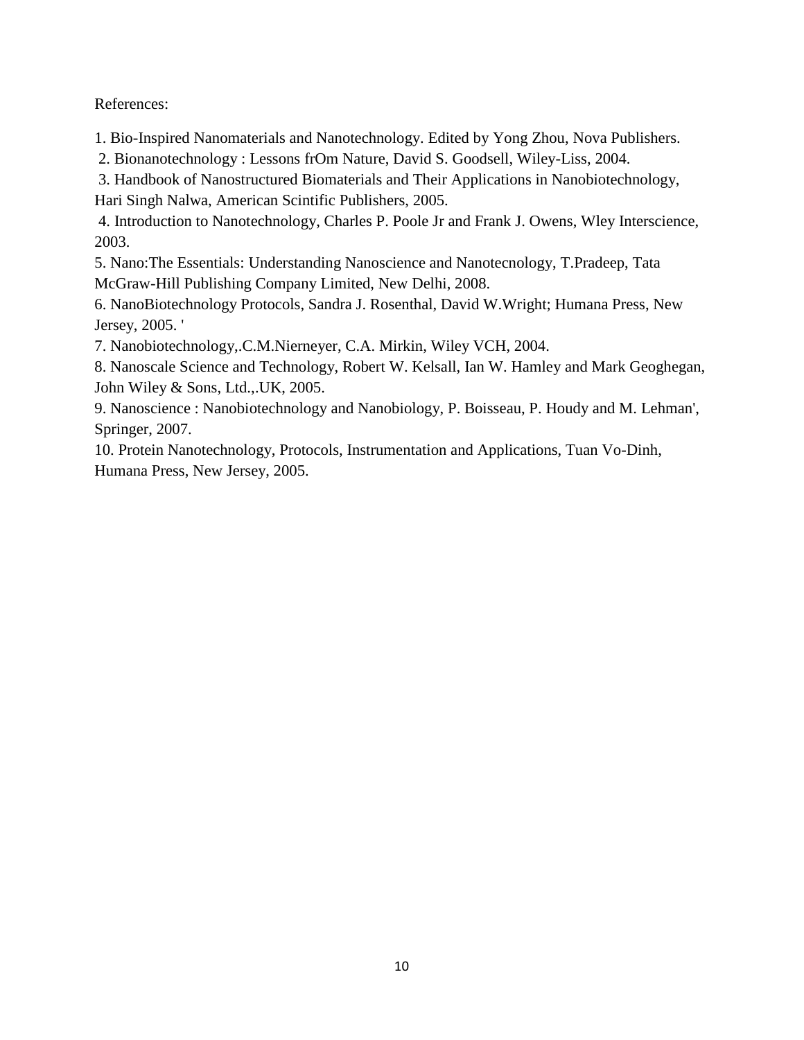References:

1. Bio-Inspired Nanomaterials and Nanotechnology. Edited by Yong Zhou, Nova Publishers.
2. Bionanotechnology : Lessons frOm Nature, David S. Goodsell, Wiley-Liss, 2004.
3. Handbook of Nanostructured Biomaterials and Their Applications in Nanobiotechnology, Hari Singh Nalwa, American Scintific Publishers, 2005.
4. Introduction to Nanotechnology, Charles P. Poole Jr and Frank J. Owens, Wley Interscience, 2003.
5. Nano:The Essentials: Understanding Nanoscience and Nanotecnology, T.Pradeep, Tata McGraw-Hill Publishing Company Limited, New Delhi, 2008.
6. NanoBiotechnology Protocols, Sandra J. Rosenthal, David W.Wright; Humana Press, New Jersey, 2005. '
7. Nanobiotechnology,.C.M.Nierneyer, C.A. Mirkin, Wiley VCH, 2004.
8. Nanoscale Science and Technology, Robert W. Kelsall, Ian W. Hamley and Mark Geoghegan, John Wiley & Sons, Ltd.,.UK, 2005.
9. Nanoscience : Nanobiotechnology and Nanobiology, P. Boisseau, P. Houdy and M. Lehman', Springer, 2007.
10. Protein Nanotechnology, Protocols, Instrumentation and Applications, Tuan Vo-Dinh, Humana Press, New Jersey, 2005.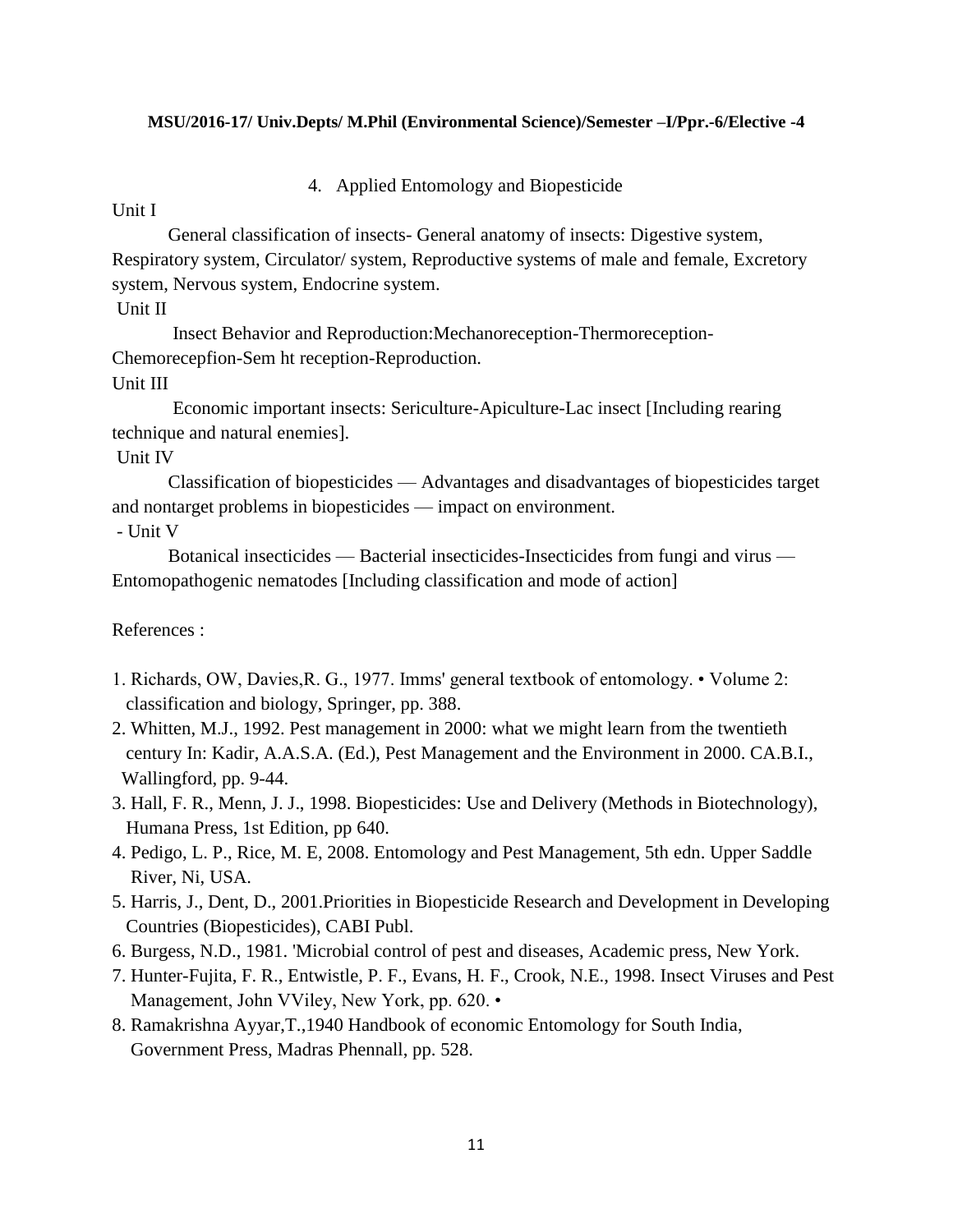**MSU/2016-17/ Univ.Depts/ M.Phil (Environmental Science)/Semester –I/Ppr.-6/Elective -4**

## 4. Applied Entomology and Biopesticide

Unit I

General classification of insects- General anatomy of insects: Digestive system, Respiratory system, Circulator/ system, Reproductive systems of male and female, Excretory system, Nervous system, Endocrine system.

Unit II

Insect Behavior and Reproduction:Mechanoreception-Thermoreception-Chemorecepfion-Sem ht reception-Reproduction.

Unit III

Economic important insects: Sericulture-Apiculture-Lac insect [Including rearing technique and natural enemies].

Unit IV

Classification of biopesticides — Advantages and disadvantages of biopesticides target and nontarget problems in biopesticides — impact on environment.

- Unit V

Botanical insecticides — Bacterial insecticides-Insecticides from fungi and virus — Entomopathogenic nematodes [Including classification and mode of action]

References :

1. Richards, OW, Davies,R. G., 1977. Imms' general textbook of entomology. • Volume 2: classification and biology, Springer, pp. 388.
2. Whitten, M.J., 1992. Pest management in 2000: what we might learn from the twentieth century In: Kadir, A.A.S.A. (Ed.), Pest Management and the Environment in 2000. CA.B.I., Wallingford, pp. 9-44.
3. Hall, F. R., Menn, J. J., 1998. Biopesticides: Use and Delivery (Methods in Biotechnology), Humana Press, 1st Edition, pp 640.
4. Pedigo, L. P., Rice, M. E, 2008. Entomology and Pest Management, 5th edn. Upper Saddle River, Ni, USA.
5. Harris, J., Dent, D., 2001.Priorities in Biopesticide Research and Development in Developing Countries (Biopesticides), CABI Publ.
6. Burgess, N.D., 1981. 'Microbial control of pest and diseases, Academic press, New York.
7. Hunter-Fujita, F. R., Entwistle, P. F., Evans, H. F., Crook, N.E., 1998. Insect Viruses and Pest Management, John VViley, New York, pp. 620. •
8. Ramakrishna Ayyar,T.,1940 Handbook of economic Entomology for South India, Government Press, Madras Phennall, pp. 528.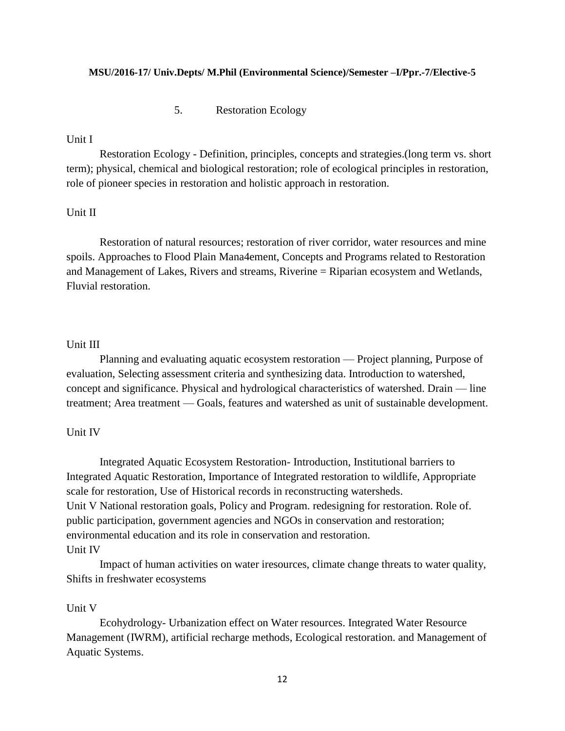**MSU/2016-17/ Univ.Depts/ M.Phil (Environmental Science)/Semester –I/Ppr.-7/Elective-5**

5. Restoration Ecology

Unit I

Restoration Ecology - Definition, principles, concepts and strategies.(long term vs. short term); physical, chemical and biological restoration; role of ecological principles in restoration, role of pioneer species in restoration and holistic approach in restoration.

Unit II

Restoration of natural resources; restoration of river corridor, water resources and mine spoils. Approaches to Flood Plain Mana4ement, Concepts and Programs related to Restoration and Management of Lakes, Rivers and streams, Riverine = Riparian ecosystem and Wetlands, Fluvial restoration.

Unit III

Planning and evaluating aquatic ecosystem restoration — Project planning, Purpose of evaluation, Selecting assessment criteria and synthesizing data. Introduction to watershed, concept and significance. Physical and hydrological characteristics of watershed. Drain — line treatment; Area treatment — Goals, features and watershed as unit of sustainable development.

Unit IV

Integrated Aquatic Ecosystem Restoration- Introduction, Institutional barriers to Integrated Aquatic Restoration, Importance of Integrated restoration to wildlife, Appropriate scale for restoration, Use of Historical records in reconstructing watersheds.

Unit V National restoration goals, Policy and Program. redesigning for restoration. Role of. public participation, government agencies and NGOs in conservation and restoration; environmental education and its role in conservation and restoration.

Unit IV

Impact of human activities on water iresources, climate change threats to water quality, Shifts in freshwater ecosystems

Unit V

Ecohydrology- Urbanization effect on Water resources. Integrated Water Resource Management (IWRM), artificial recharge methods, Ecological restoration. and Management of Aquatic Systems.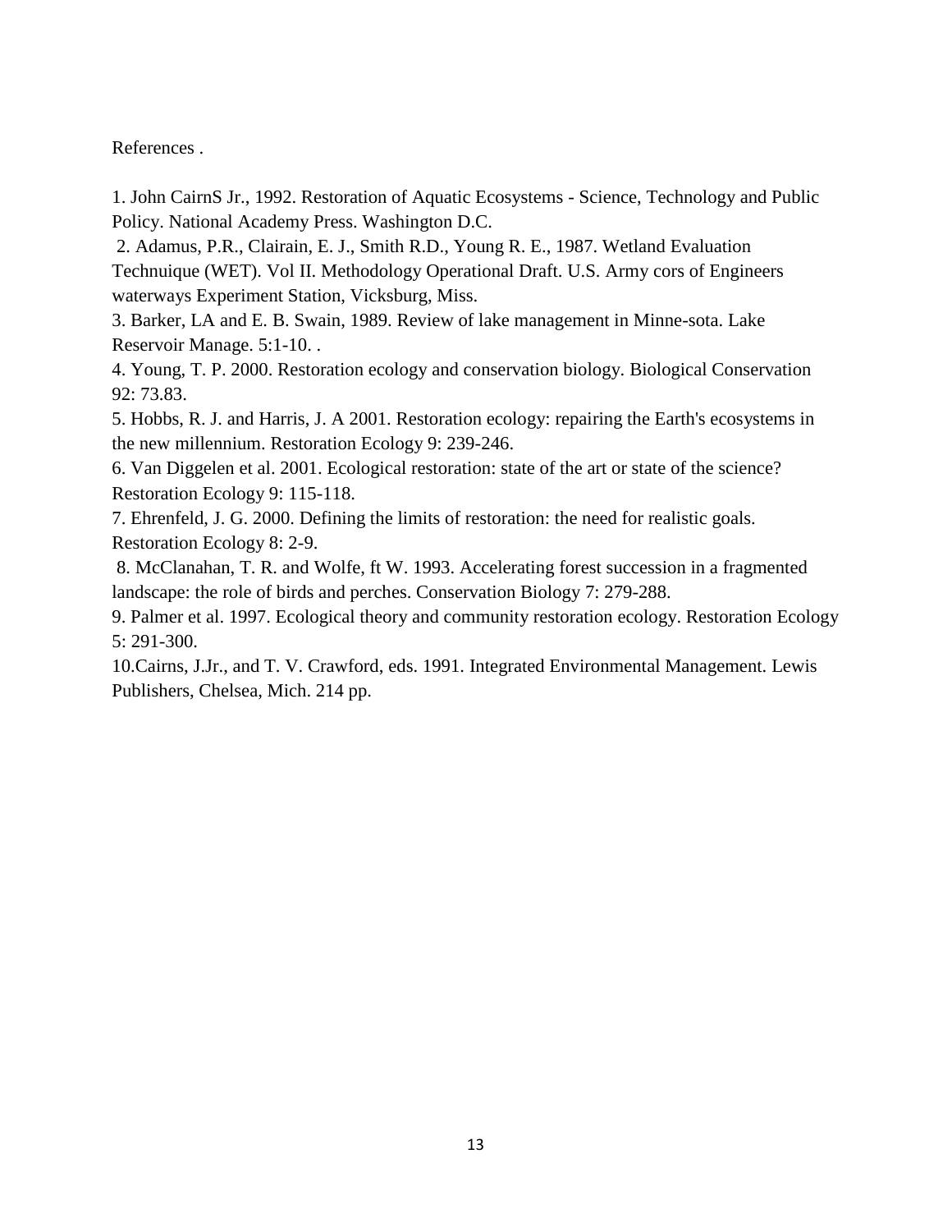References .

1. John CairnS Jr., 1992. Restoration of Aquatic Ecosystems - Science, Technology and Public Policy. National Academy Press. Washington D.C.

2. Adamus, P.R., Clairain, E. J., Smith R.D., Young R. E., 1987. Wetland Evaluation Technuique (WET). Vol II. Methodology Operational Draft. U.S. Army cors of Engineers waterways Experiment Station, Vicksburg, Miss.

3. Barker, LA and E. B. Swain, 1989. Review of lake management in Minne-sota. Lake Reservoir Manage. 5:1-10. .

4. Young, T. P. 2000. Restoration ecology and conservation biology. Biological Conservation 92: 73.83.

5. Hobbs, R. J. and Harris, J. A 2001. Restoration ecology: repairing the Earth's ecosystems in the new millennium. Restoration Ecology 9: 239-246.

6. Van Diggelen et al. 2001. Ecological restoration: state of the art or state of the science? Restoration Ecology 9: 115-118.

7. Ehrenfeld, J. G. 2000. Defining the limits of restoration: the need for realistic goals. Restoration Ecology 8: 2-9.

8. McClanahan, T. R. and Wolfe, ft W. 1993. Accelerating forest succession in a fragmented landscape: the role of birds and perches. Conservation Biology 7: 279-288.

9. Palmer et al. 1997. Ecological theory and community restoration ecology. Restoration Ecology 5: 291-300.

10.Cairns, J.Jr., and T. V. Crawford, eds. 1991. Integrated Environmental Management. Lewis Publishers, Chelsea, Mich. 214 pp.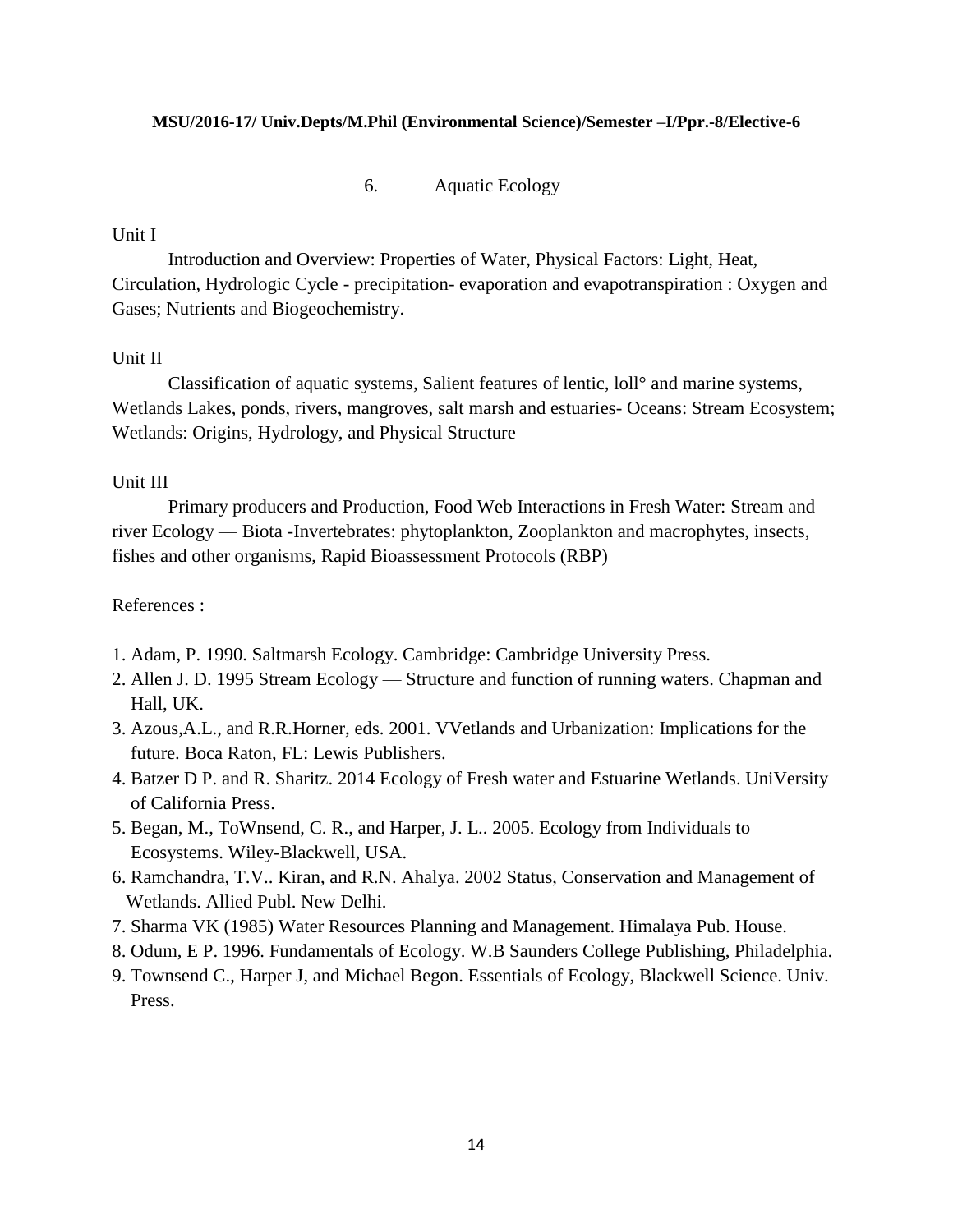**MSU/2016-17/ Univ.Depts/M.Phil (Environmental Science)/Semester –I/Ppr.-8/Elective-6**

## 6. Aquatic Ecology

Unit I

Introduction and Overview: Properties of Water, Physical Factors: Light, Heat, Circulation, Hydrologic Cycle - precipitation- evaporation and evapotranspiration : Oxygen and Gases; Nutrients and Biogeochemistry.

Unit II

Classification of aquatic systems, Salient features of lentic, loll° and marine systems, Wetlands Lakes, ponds, rivers, mangroves, salt marsh and estuaries- Oceans: Stream Ecosystem; Wetlands: Origins, Hydrology, and Physical Structure

Unit III

Primary producers and Production, Food Web Interactions in Fresh Water: Stream and river Ecology — Biota -Invertebrates: phytoplankton, Zooplankton and macrophytes, insects, fishes and other organisms, Rapid Bioassessment Protocols (RBP)

References :

1. Adam, P. 1990. Saltmarsh Ecology. Cambridge: Cambridge University Press.
2. Allen J. D. 1995 Stream Ecology — Structure and function of running waters. Chapman and Hall, UK.
3. Azous,A.L., and R.R.Horner, eds. 2001. VVetlands and Urbanization: Implications for the future. Boca Raton, FL: Lewis Publishers.
4. Batzer D P. and R. Sharitz. 2014 Ecology of Fresh water and Estuarine Wetlands. UniVersity of California Press.
5. Began, M., ToWnsend, C. R., and Harper, J. L.. 2005. Ecology from Individuals to Ecosystems. Wiley-Blackwell, USA.
6. Ramchandra, T.V.. Kiran, and R.N. Ahalya. 2002 Status, Conservation and Management of Wetlands. Allied Publ. New Delhi.
7. Sharma VK (1985) Water Resources Planning and Management. Himalaya Pub. House.
8. Odum, E P. 1996. Fundamentals of Ecology. W.B Saunders College Publishing, Philadelphia.
9. Townsend C., Harper J, and Michael Begon. Essentials of Ecology, Blackwell Science. Univ. Press.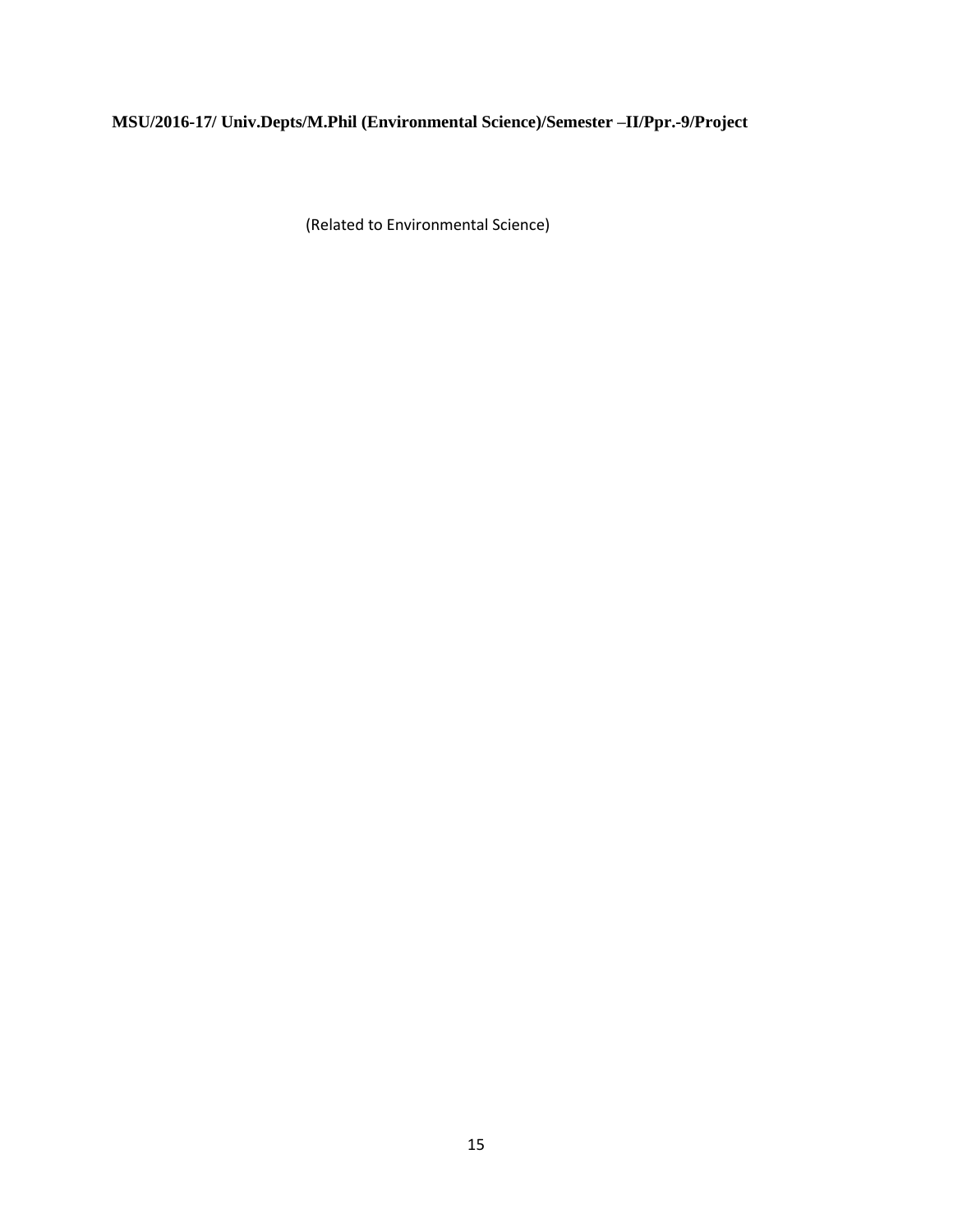**MSU/2016-17/ Univ.Depts/M.Phil (Environmental Science)/Semester –II/Ppr.-9/Project**

(Related to Environmental Science)